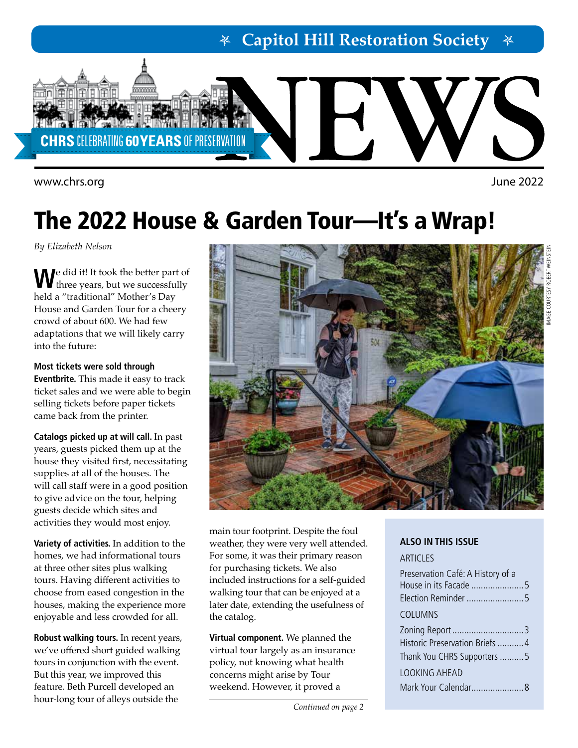Capitol Hill Restoration Society

# NEWS

CHRS CELEBRATING 60 YEARS OF PRESERVATION

www.chrs.org

June 2022

# The 2022 House & Garden Tour—It's a Wrap!

*By Elizabeth Nelson*

We did it! It took the better part of three years, but we successfully held a "traditional" Mother's Day House and Garden Tour for a cheery crowd of about 600. We had few adaptations that we will likely carry into the future:

**Most tickets were sold through Eventbrite.** This made it easy to track ticket sales and we were able to begin selling tickets before paper tickets came back from the printer.

**Catalogs picked up at will call.** In past years, guests picked them up at the house they visited first, necessitating supplies at all of the houses. The will call staff were in a good position to give advice on the tour, helping guests decide which sites and activities they would most enjoy.

**Variety of activities.** In addition to the homes, we had informational tours at three other sites plus walking tours. Having different activities to choose from eased congestion in the houses, making the experience more enjoyable and less crowded for all.

**Robust walking tours.** In recent years, we've offered short guided walking tours in conjunction with the event. But this year, we improved this feature. Beth Purcell developed an hour-long tour of alleys outside the main tour footprint. Despite the foul weather, they were very well attended. For some, it was their primary reason for purchasing tickets. We also included instructions for a self-guided walking tour that can be enjoyed at a later date, extending the usefulness of the catalog.

**Virtual component.** We planned the virtual tour largely as an insurance policy, not knowing what health concerns might arise by Tour weekend. However, it proved a

*Continued on page 2*

IMAGE COURTESY ROBERT WEINSTEIN

**ALSO IN THIS ISSUE**

ARTICLES

- Preservation Café: A History of a House in its Facade ...... 5
- Election Reminder ...... 5

COLUMNS

- Zoning Report ...... 3
- Historic Preservation Briefs ...... 4
- Thank You CHRS Supporters ...... 5

LOOKING AHEAD

- Mark Your Calendar...... 8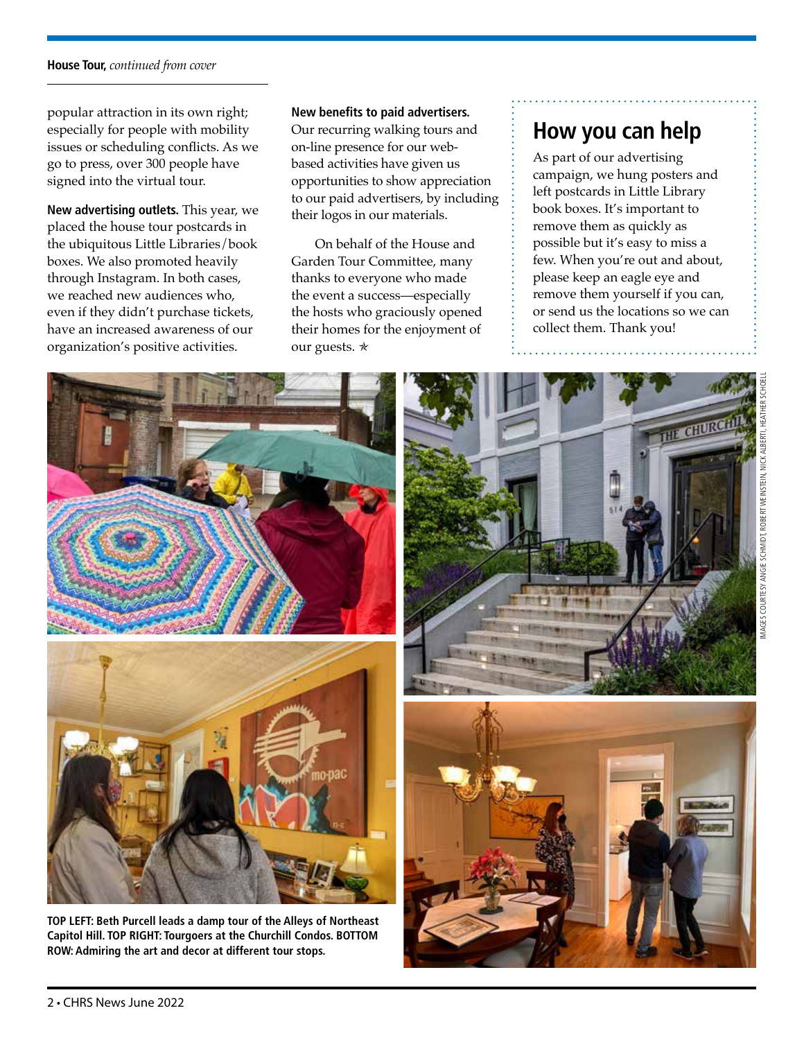**House Tour,** *continued from cover*

popular attraction in its own right; especially for people with mobility issues or scheduling conflicts. As we go to press, over 300 people have signed into the virtual tour.

**New advertising outlets.** This year, we placed the house tour postcards in the ubiquitous Little Libraries/book boxes. We also promoted heavily through Instagram. In both cases, we reached new audiences who, even if they didn't purchase tickets, have an increased awareness of our organization's positive activities.

**New benefits to paid advertisers.** Our recurring walking tours and on-line presence for our web-based activities have given us opportunities to show appreciation to our paid advertisers, by including their logos in our materials.

On behalf of the House and Garden Tour Committee, many thanks to everyone who made the event a success—especially the hosts who graciously opened their homes for the enjoyment of our guests. ✯

## How you can help

As part of our advertising campaign, we hung posters and left postcards in Little Library book boxes. It's important to remove them as quickly as possible but it's easy to miss a few. When you're out and about, please keep an eagle eye and remove them yourself if you can, or send us the locations so we can collect them. Thank you!

IMAGES COURTESY ANGIE SCHMIDT, ROBERT WEINSTEIN, NICK ALBERTI, HEATHER SCHOELL

**TOP LEFT: Beth Purcell leads a damp tour of the Alleys of Northeast Capitol Hill. TOP RIGHT: Tourgoers at the Churchill Condos. BOTTOM ROW: Admiring the art and decor at different tour stops.**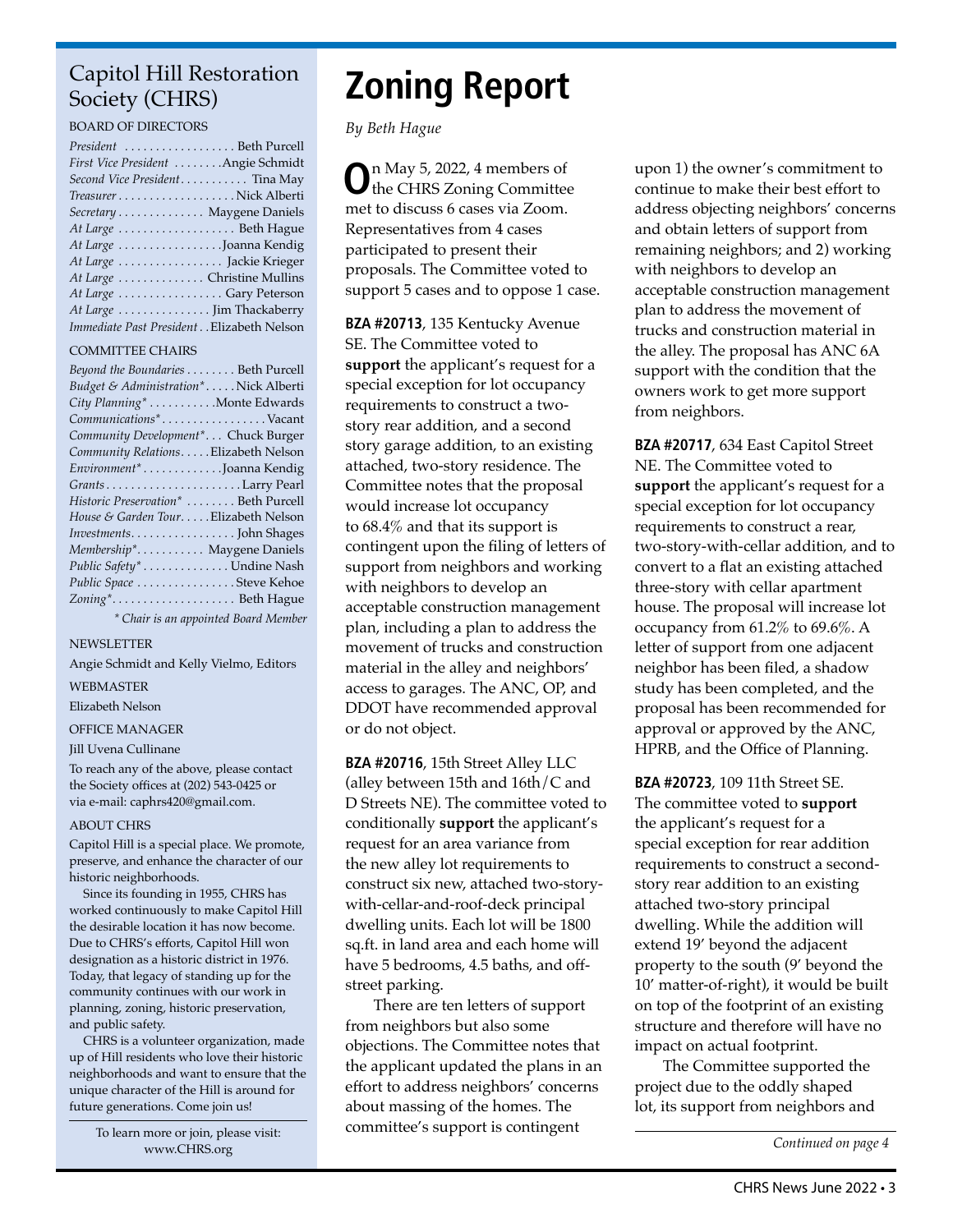## Capitol Hill Restoration Society (CHRS)

BOARD OF DIRECTORS

*President* . . . . . . . . . . . . . . . . . . Beth Purcell
*First Vice President* . . . . . . . . Angie Schmidt
*Second Vice President* . . . . . . . . . . . Tina May
*Treasurer* . . . . . . . . . . . . . . . . . . . Nick Alberti
*Secretary* . . . . . . . . . . . . . Maygene Daniels
*At Large* . . . . . . . . . . . . . . . . . . . Beth Hague
*At Large* . . . . . . . . . . . . . . . . . Joanna Kendig
*At Large* . . . . . . . . . . . . . . . . . Jackie Krieger
*At Large* . . . . . . . . . . . . . . Christine Mullins
*At Large* . . . . . . . . . . . . . . . . . Gary Peterson
*At Large* . . . . . . . . . . . . . . . Jim Thackaberry
*Immediate Past President* . . Elizabeth Nelson

COMMITTEE CHAIRS

*Beyond the Boundaries* . . . . . . . . Beth Purcell
*Budget & Administration** . . . . . Nick Alberti
*City Planning** . . . . . . . . . . . Monte Edwards
*Communications** . . . . . . . . . . . . . . . . . Vacant
*Community Development** . . . Chuck Burger
*Community Relations* . . . . . Elizabeth Nelson
*Environment** . . . . . . . . . . . . . Joanna Kendig
*Grants* . . . . . . . . . . . . . . . . . . . . . . Larry Pearl
*Historic Preservation** . . . . . . . . Beth Purcell
*House & Garden Tour* . . . . . Elizabeth Nelson
*Investments* . . . . . . . . . . . . . . . . . John Shages
*Membership** . . . . . . . . . . . Maygene Daniels
*Public Safety** . . . . . . . . . . . . . . Undine Nash
*Public Space* . . . . . . . . . . . . . . . . Steve Kehoe
*Zoning** . . . . . . . . . . . . . . . . . . . . Beth Hague

*\* Chair is an appointed Board Member*

NEWSLETTER

Angie Schmidt and Kelly Vielmo, Editors

WEBMASTER

Elizabeth Nelson

OFFICE MANAGER

Jill Uvena Cullinane

To reach any of the above, please contact the Society offices at (202) 543-0425 or via e-mail: caphrs420@gmail.com.

ABOUT CHRS

Capitol Hill is a special place. We promote, preserve, and enhance the character of our historic neighborhoods.

Since its founding in 1955, CHRS has worked continuously to make Capitol Hill the desirable location it has now become. Due to CHRS's efforts, Capitol Hill won designation as a historic district in 1976. Today, that legacy of standing up for the community continues with our work in planning, zoning, historic preservation, and public safety.

CHRS is a volunteer organization, made up of Hill residents who love their historic neighborhoods and want to ensure that the unique character of the Hill is around for future generations. Come join us!

To learn more or join, please visit: www.CHRS.org

# Zoning Report

*By Beth Hague*

On May 5, 2022, 4 members of the CHRS Zoning Committee met to discuss 6 cases via Zoom. Representatives from 4 cases participated to present their proposals. The Committee voted to support 5 cases and to oppose 1 case.

**BZA #20713**, 135 Kentucky Avenue SE. The Committee voted to **support** the applicant's request for a special exception for lot occupancy requirements to construct a two-story rear addition, and a second story garage addition, to an existing attached, two-story residence. The Committee notes that the proposal would increase lot occupancy to 68.4% and that its support is contingent upon the filing of letters of support from neighbors and working with neighbors to develop an acceptable construction management plan, including a plan to address the movement of trucks and construction material in the alley and neighbors' access to garages. The ANC, OP, and DDOT have recommended approval or do not object.

**BZA #20716**, 15th Street Alley LLC (alley between 15th and 16th/C and D Streets NE). The committee voted to conditionally **support** the applicant's request for an area variance from the new alley lot requirements to construct six new, attached two-story-with-cellar-and-roof-deck principal dwelling units. Each lot will be 1800 sq.ft. in land area and each home will have 5 bedrooms, 4.5 baths, and off-street parking.

There are ten letters of support from neighbors but also some objections. The Committee notes that the applicant updated the plans in an effort to address neighbors' concerns about massing of the homes. The committee's support is contingent upon 1) the owner's commitment to continue to make their best effort to address objecting neighbors' concerns and obtain letters of support from remaining neighbors; and 2) working with neighbors to develop an acceptable construction management plan to address the movement of trucks and construction material in the alley. The proposal has ANC 6A support with the condition that the owners work to get more support from neighbors.

**BZA #20717**, 634 East Capitol Street NE. The Committee voted to **support** the applicant's request for a special exception for lot occupancy requirements to construct a rear, two-story-with-cellar addition, and to convert to a flat an existing attached three-story with cellar apartment house. The proposal will increase lot occupancy from 61.2% to 69.6%. A letter of support from one adjacent neighbor has been filed, a shadow study has been completed, and the proposal has been recommended for approval or approved by the ANC, HPRB, and the Office of Planning.

**BZA #20723**, 109 11th Street SE. The committee voted to **support** the applicant's request for a special exception for rear addition requirements to construct a second-story rear addition to an existing attached two-story principal dwelling. While the addition will extend 19' beyond the adjacent property to the south (9' beyond the 10' matter-of-right), it would be built on top of the footprint of an existing structure and therefore will have no impact on actual footprint.

The Committee supported the project due to the oddly shaped lot, its support from neighbors and

*Continued on page 4*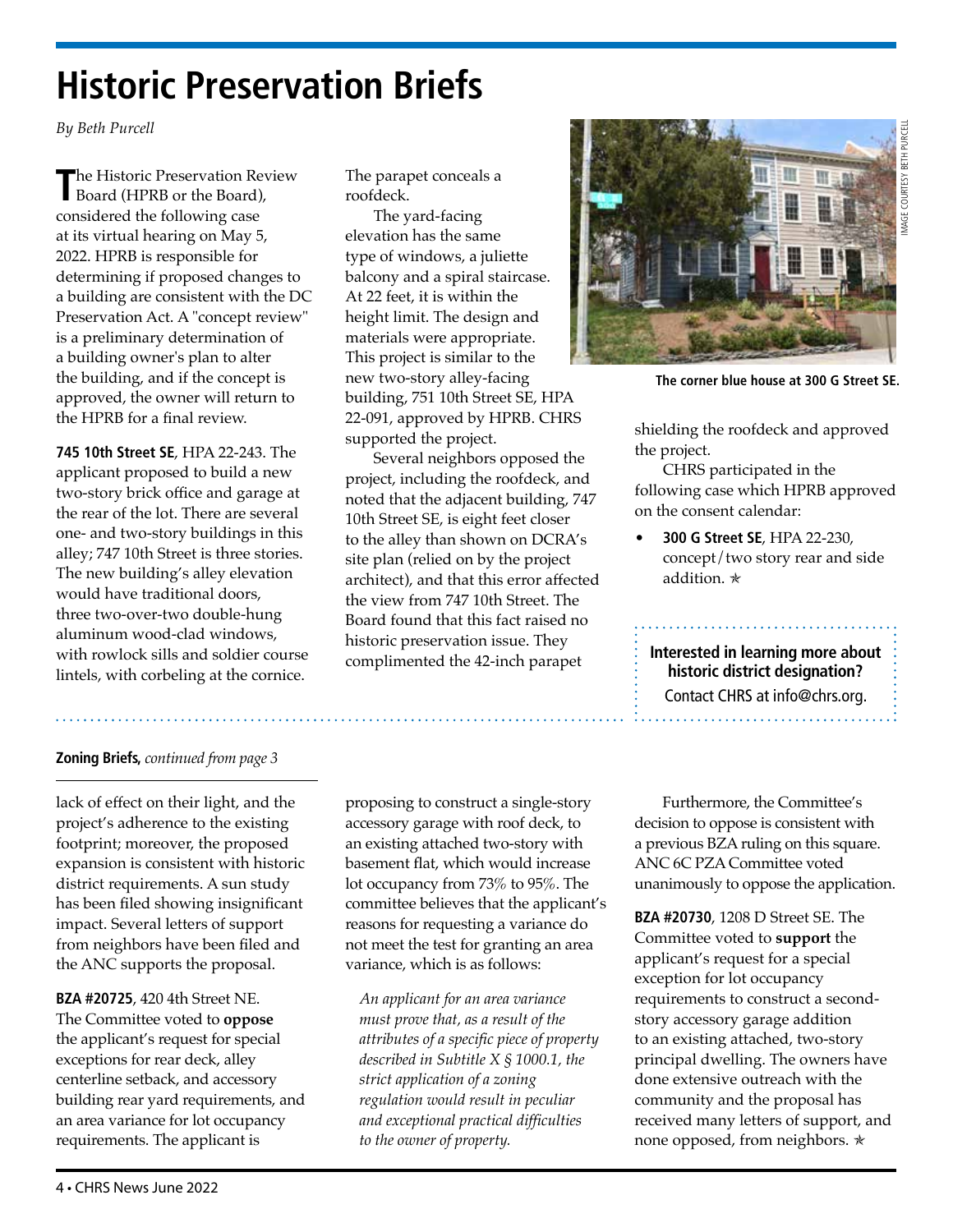# Historic Preservation Briefs

*By Beth Purcell*

The Historic Preservation Review Board (HPRB or the Board), considered the following case at its virtual hearing on May 5, 2022. HPRB is responsible for determining if proposed changes to a building are consistent with the DC Preservation Act. A "concept review" is a preliminary determination of a building owner's plan to alter the building, and if the concept is approved, the owner will return to the HPRB for a final review.

**745 10th Street SE**, HPA 22-243. The applicant proposed to build a new two-story brick office and garage at the rear of the lot. There are several one- and two-story buildings in this alley; 747 10th Street is three stories. The new building's alley elevation would have traditional doors, three two-over-two double-hung aluminum wood-clad windows, with rowlock sills and soldier course lintels, with corbeling at the cornice. The parapet conceals a roofdeck.

The yard-facing elevation has the same type of windows, a juliette balcony and a spiral staircase. At 22 feet, it is within the height limit. The design and materials were appropriate. This project is similar to the new two-story alley-facing building, 751 10th Street SE, HPA 22-091, approved by HPRB. CHRS supported the project.

Several neighbors opposed the project, including the roofdeck, and noted that the adjacent building, 747 10th Street SE, is eight feet closer to the alley than shown on DCRA's site plan (relied on by the project architect), and that this error affected the view from 747 10th Street. The Board found that this fact raised no historic preservation issue. They complimented the 42-inch parapet shielding the roofdeck and approved the project.

CHRS participated in the following case which HPRB approved on the consent calendar:

- **300 G Street SE**, HPA 22-230, concept/two story rear and side addition. ✭

IMAGE COURTESY BETH PURCELL

The corner blue house at 300 G Street SE.

**Interested in learning more about historic district designation?**
Contact CHRS at info@chrs.org.

**Zoning Briefs,** *continued from page 3*

lack of effect on their light, and the project's adherence to the existing footprint; moreover, the proposed expansion is consistent with historic district requirements. A sun study has been filed showing insignificant impact. Several letters of support from neighbors have been filed and the ANC supports the proposal.

**BZA #20725**, 420 4th Street NE. The Committee voted to **oppose** the applicant's request for special exceptions for rear deck, alley centerline setback, and accessory building rear yard requirements, and an area variance for lot occupancy requirements. The applicant is proposing to construct a single-story accessory garage with roof deck, to an existing attached two-story with basement flat, which would increase lot occupancy from 73% to 95%. The committee believes that the applicant's reasons for requesting a variance do not meet the test for granting an area variance, which is as follows:

> *An applicant for an area variance must prove that, as a result of the attributes of a specific piece of property described in Subtitle X § 1000.1, the strict application of a zoning regulation would result in peculiar and exceptional practical difficulties to the owner of property.*

Furthermore, the Committee's decision to oppose is consistent with a previous BZA ruling on this square. ANC 6C PZA Committee voted unanimously to oppose the application.

**BZA #20730**, 1208 D Street SE. The Committee voted to **support** the applicant's request for a special exception for lot occupancy requirements to construct a second-story accessory garage addition to an existing attached, two-story principal dwelling. The owners have done extensive outreach with the community and the proposal has received many letters of support, and none opposed, from neighbors. ✭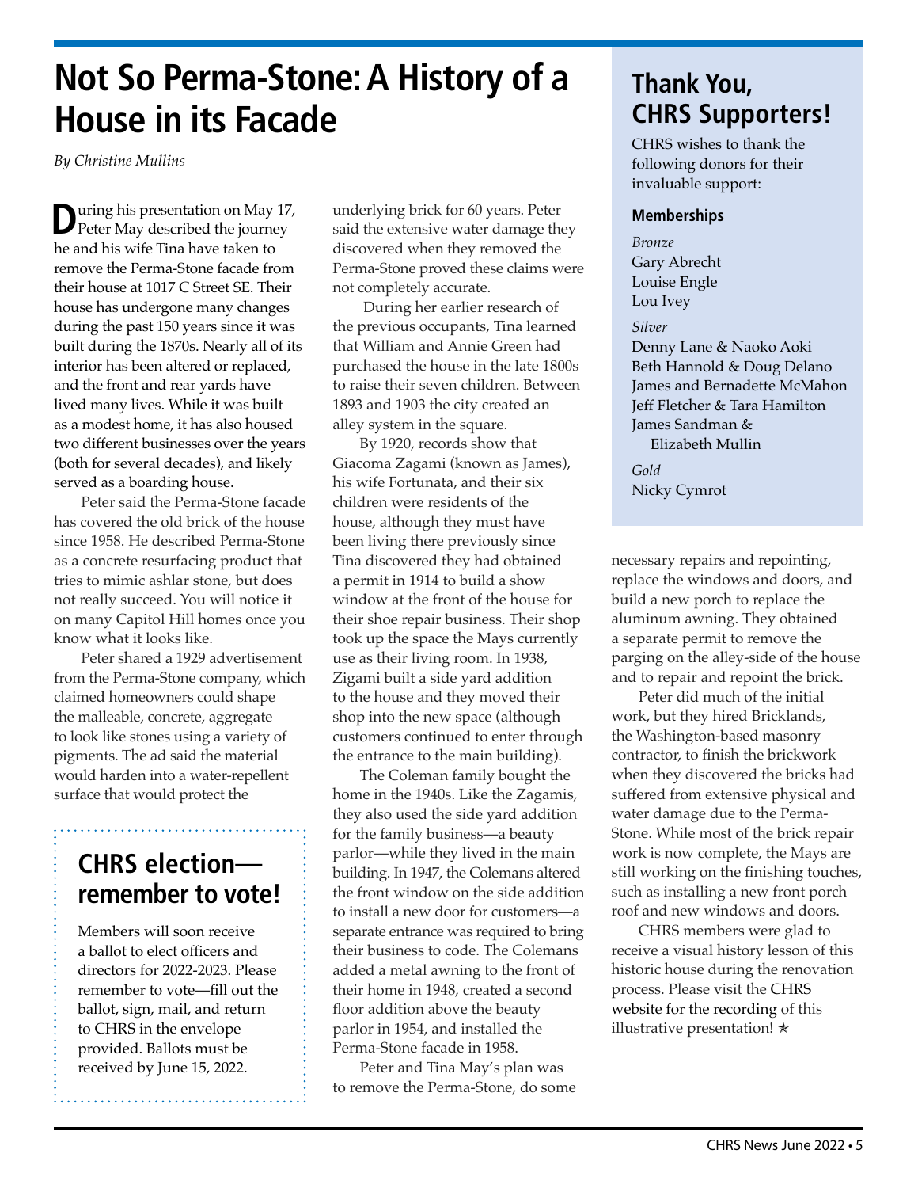# Not So Perma-Stone: A History of a House in its Facade

*By Christine Mullins*

During his presentation on May 17, Peter May described the journey he and his wife Tina have taken to remove the Perma-Stone facade from their house at 1017 C Street SE. Their house has undergone many changes during the past 150 years since it was built during the 1870s. Nearly all of its interior has been altered or replaced, and the front and rear yards have lived many lives. While it was built as a modest home, it has also housed two different businesses over the years (both for several decades), and likely served as a boarding house.

Peter said the Perma-Stone facade has covered the old brick of the house since 1958. He described Perma-Stone as a concrete resurfacing product that tries to mimic ashlar stone, but does not really succeed. You will notice it on many Capitol Hill homes once you know what it looks like.

Peter shared a 1929 advertisement from the Perma-Stone company, which claimed homeowners could shape the malleable, concrete, aggregate to look like stones using a variety of pigments. The ad said the material would harden into a water-repellent surface that would protect the underlying brick for 60 years. Peter said the extensive water damage they discovered when they removed the Perma-Stone proved these claims were not completely accurate.

During her earlier research of the previous occupants, Tina learned that William and Annie Green had purchased the house in the late 1800s to raise their seven children. Between 1893 and 1903 the city created an alley system in the square.

By 1920, records show that Giacoma Zagami (known as James), his wife Fortunata, and their six children were residents of the house, although they must have been living there previously since Tina discovered they had obtained a permit in 1914 to build a show window at the front of the house for their shoe repair business. Their shop took up the space the Mays currently use as their living room. In 1938, Zigami built a side yard addition to the house and they moved their shop into the new space (although customers continued to enter through the entrance to the main building).

The Coleman family bought the home in the 1940s. Like the Zagamis, they also used the side yard addition for the family business—a beauty parlor—while they lived in the main building. In 1947, the Colemans altered the front window on the side addition to install a new door for customers—a separate entrance was required to bring their business to code. The Colemans added a metal awning to the front of their home in 1948, created a second floor addition above the beauty parlor in 1954, and installed the Perma-Stone facade in 1958.

Peter and Tina May's plan was to remove the Perma-Stone, do some necessary repairs and repointing, replace the windows and doors, and build a new porch to replace the aluminum awning. They obtained a separate permit to remove the parging on the alley-side of the house and to repair and repoint the brick.

Peter did much of the initial work, but they hired Bricklands, the Washington-based masonry contractor, to finish the brickwork when they discovered the bricks had suffered from extensive physical and water damage due to the Perma-Stone. While most of the brick repair work is now complete, the Mays are still working on the finishing touches, such as installing a new front porch roof and new windows and doors.

CHRS members were glad to receive a visual history lesson of this historic house during the renovation process. Please visit the CHRS website for the recording of this illustrative presentation! ✯

## CHRS election—remember to vote!

Members will soon receive a ballot to elect officers and directors for 2022-2023. Please remember to vote—fill out the ballot, sign, mail, and return to CHRS in the envelope provided. Ballots must be received by June 15, 2022.

## Thank You, CHRS Supporters!

CHRS wishes to thank the following donors for their invaluable support:

### Memberships

*Bronze*

Gary Abrecht
Louise Engle
Lou Ivey

*Silver*

Denny Lane & Naoko Aoki
Beth Hannold & Doug Delano
James and Bernadette McMahon
Jeff Fletcher & Tara Hamilton
James Sandman & Elizabeth Mullin

*Gold*

Nicky Cymrot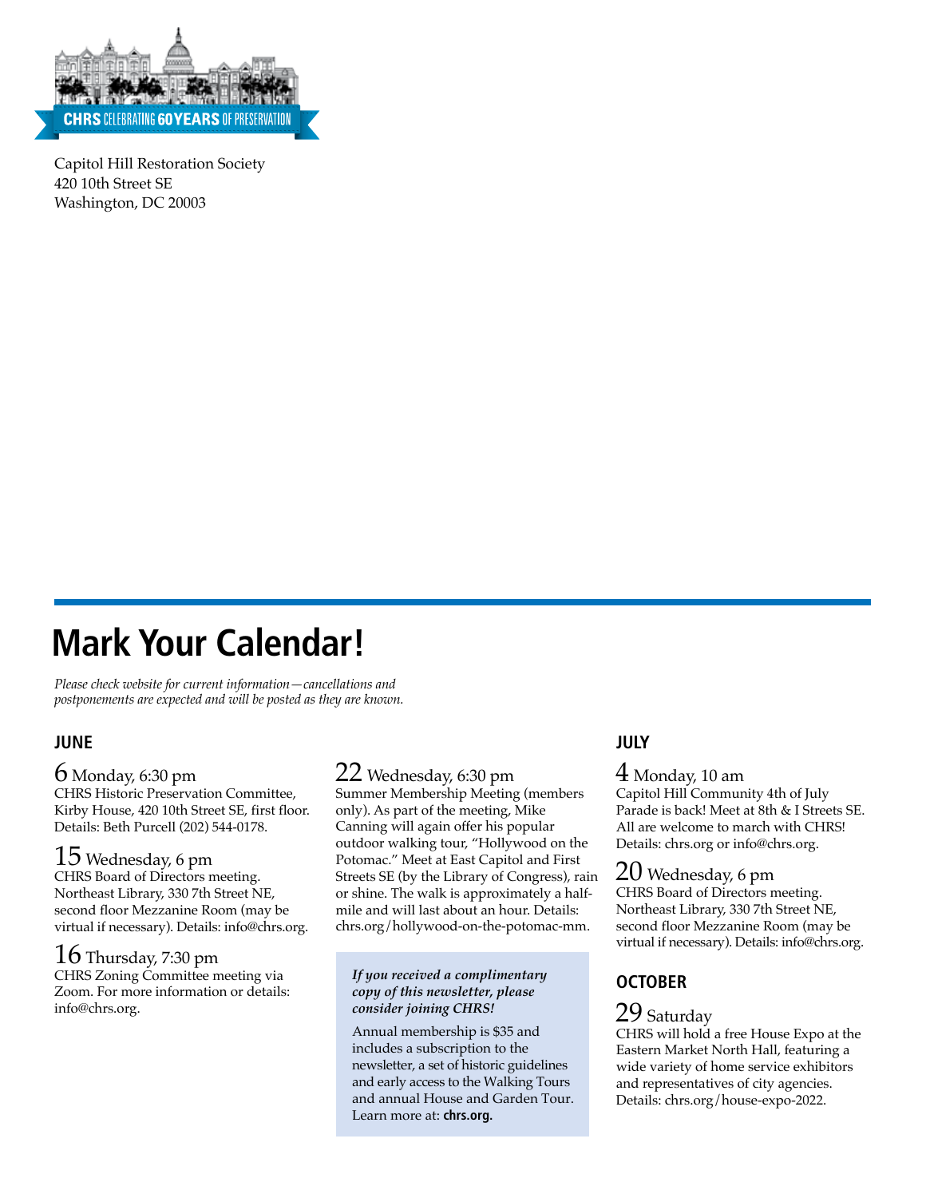CHRS CELEBRATING 60 YEARS OF PRESERVATION

Capitol Hill Restoration Society
420 10th Street SE
Washington, DC 20003

# Mark Your Calendar!

*Please check website for current information—cancellations and postponements are expected and will be posted as they are known.*

## JUNE

**6** Monday, 6:30 pm
CHRS Historic Preservation Committee, Kirby House, 420 10th Street SE, first floor. Details: Beth Purcell (202) 544-0178.

**15** Wednesday, 6 pm
CHRS Board of Directors meeting. Northeast Library, 330 7th Street NE, second floor Mezzanine Room (may be virtual if necessary). Details: info@chrs.org.

**16** Thursday, 7:30 pm
CHRS Zoning Committee meeting via Zoom. For more information or details: info@chrs.org.

**22** Wednesday, 6:30 pm
Summer Membership Meeting (members only). As part of the meeting, Mike Canning will again offer his popular outdoor walking tour, "Hollywood on the Potomac." Meet at East Capitol and First Streets SE (by the Library of Congress), rain or shine. The walk is approximately a half-mile and will last about an hour. Details: chrs.org/hollywood-on-the-potomac-mm.

***If you received a complimentary copy of this newsletter, please consider joining CHRS!***

Annual membership is $35 and includes a subscription to the newsletter, a set of historic guidelines and early access to the Walking Tours and annual House and Garden Tour. Learn more at: **chrs.org.**

## JULY

**4** Monday, 10 am
Capitol Hill Community 4th of July Parade is back! Meet at 8th & I Streets SE. All are welcome to march with CHRS! Details: chrs.org or info@chrs.org.

**20** Wednesday, 6 pm
CHRS Board of Directors meeting. Northeast Library, 330 7th Street NE, second floor Mezzanine Room (may be virtual if necessary). Details: info@chrs.org.

## OCTOBER

**29** Saturday
CHRS will hold a free House Expo at the Eastern Market North Hall, featuring a wide variety of home service exhibitors and representatives of city agencies. Details: chrs.org/house-expo-2022.